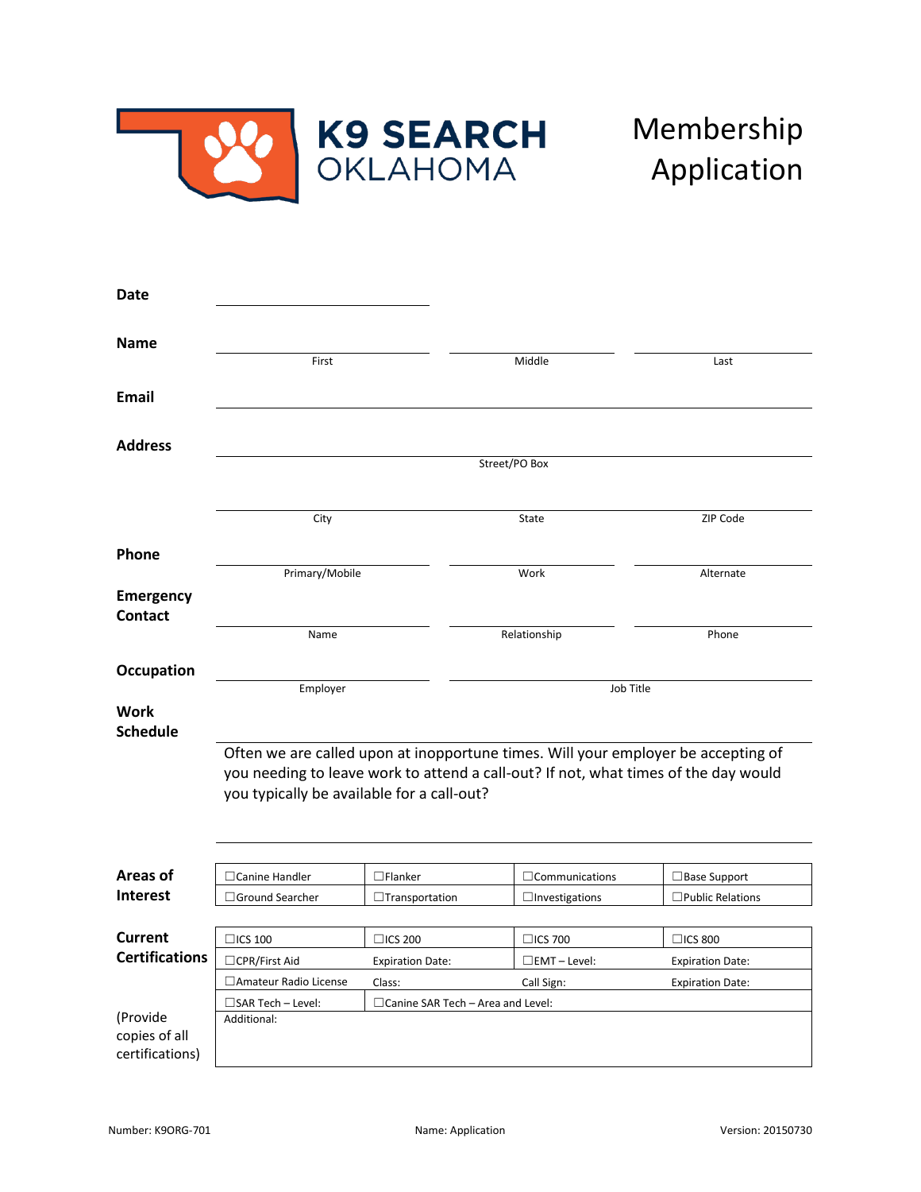# K9 SEARCH OKLAHOMA

# Membership Application

**Date** ______________________

**Name**

| First | Middle | Last |
|---|---|---|
| | | |

**Email** ______________________

**Address**

Street/PO Box ______________________

| City | State | ZIP Code |
|---|---|---|
| | | |

**Phone**

| Primary/Mobile | Work | Alternate |
|---|---|---|
| | | |

**Emergency Contact**

| Name | Relationship | Phone |
|---|---|---|
| | | |

**Occupation**

| Employer | Job Title |
|---|---|
| | |

**Work Schedule**

Often we are called upon at inopportune times. Will your employer be accepting of you needing to leave work to attend a call-out? If not, what times of the day would you typically be available for a call-out?

______________________

**Areas of Interest**

| | | | |
|---|---|---|---|
| ☐Canine Handler | ☐Flanker | ☐Communications | ☐Base Support |
| ☐Ground Searcher | ☐Transportation | ☐Investigations | ☐Public Relations |

**Current Certifications**

(Provide copies of all certifications)

| | | | |
|---|---|---|---|
| ☐ICS 100 | ☐ICS 200 | ☐ICS 700 | ☐ICS 800 |
| ☐CPR/First Aid | Expiration Date: | ☐EMT – Level: | Expiration Date: |
| ☐Amateur Radio License | Class: | Call Sign: | Expiration Date: |
| ☐SAR Tech – Level: | ☐Canine SAR Tech – Area and Level: | | |
| Additional: | | | |

Number: K9ORG-701 Name: Application Version: 20150730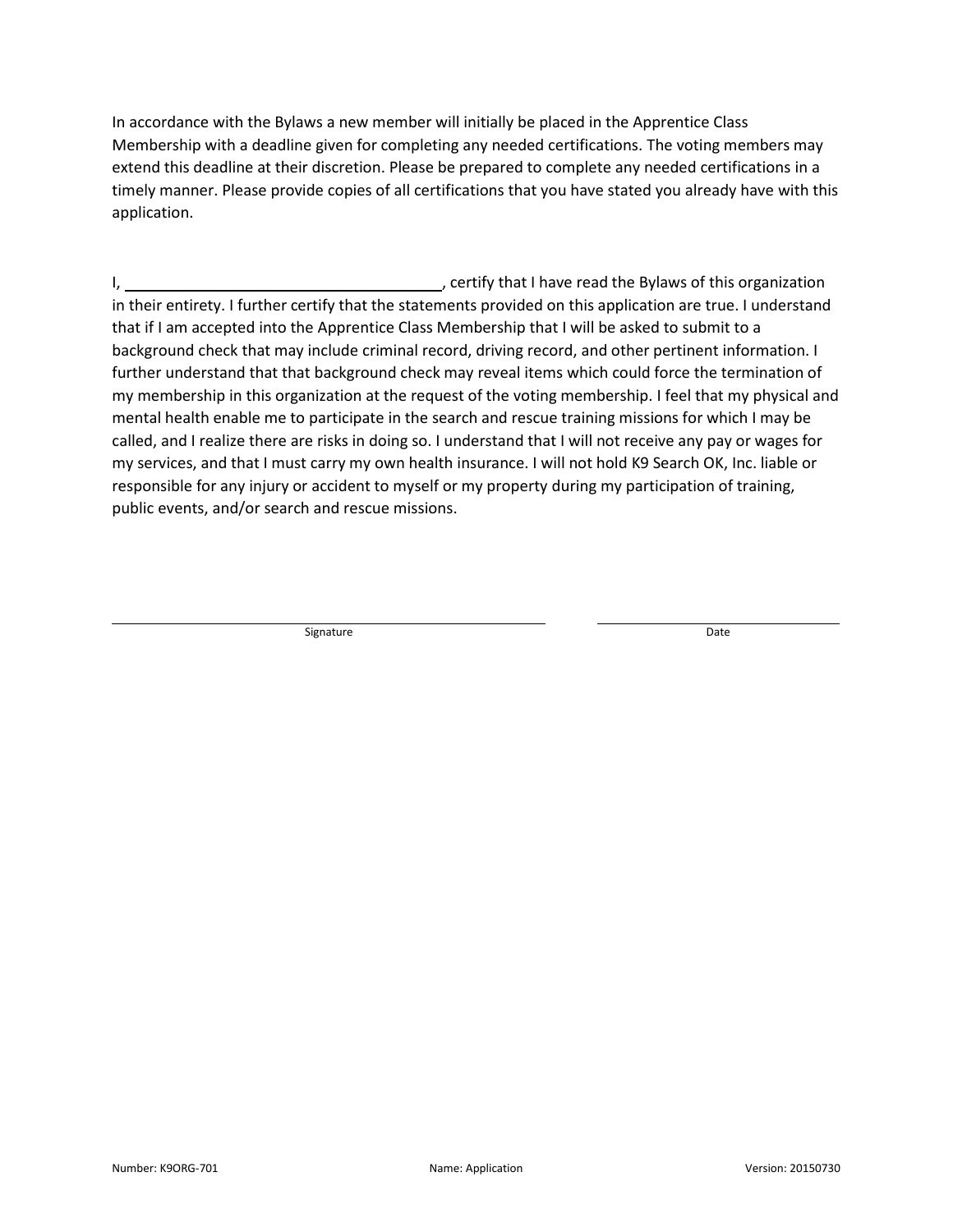In accordance with the Bylaws a new member will initially be placed in the Apprentice Class Membership with a deadline given for completing any needed certifications. The voting members may extend this deadline at their discretion. Please be prepared to complete any needed certifications in a timely manner. Please provide copies of all certifications that you have stated you already have with this application.

I, ______________________________, certify that I have read the Bylaws of this organization in their entirety. I further certify that the statements provided on this application are true. I understand that if I am accepted into the Apprentice Class Membership that I will be asked to submit to a background check that may include criminal record, driving record, and other pertinent information. I further understand that that background check may reveal items which could force the termination of my membership in this organization at the request of the voting membership. I feel that my physical and mental health enable me to participate in the search and rescue training missions for which I may be called, and I realize there are risks in doing so. I understand that I will not receive any pay or wages for my services, and that I must carry my own health insurance. I will not hold K9 Search OK, Inc. liable or responsible for any injury or accident to myself or my property during my participation of training, public events, and/or search and rescue missions.

______________________________________________ ______________________
Signature Date

Number: K9ORG-701 Name: Application Version: 20150730